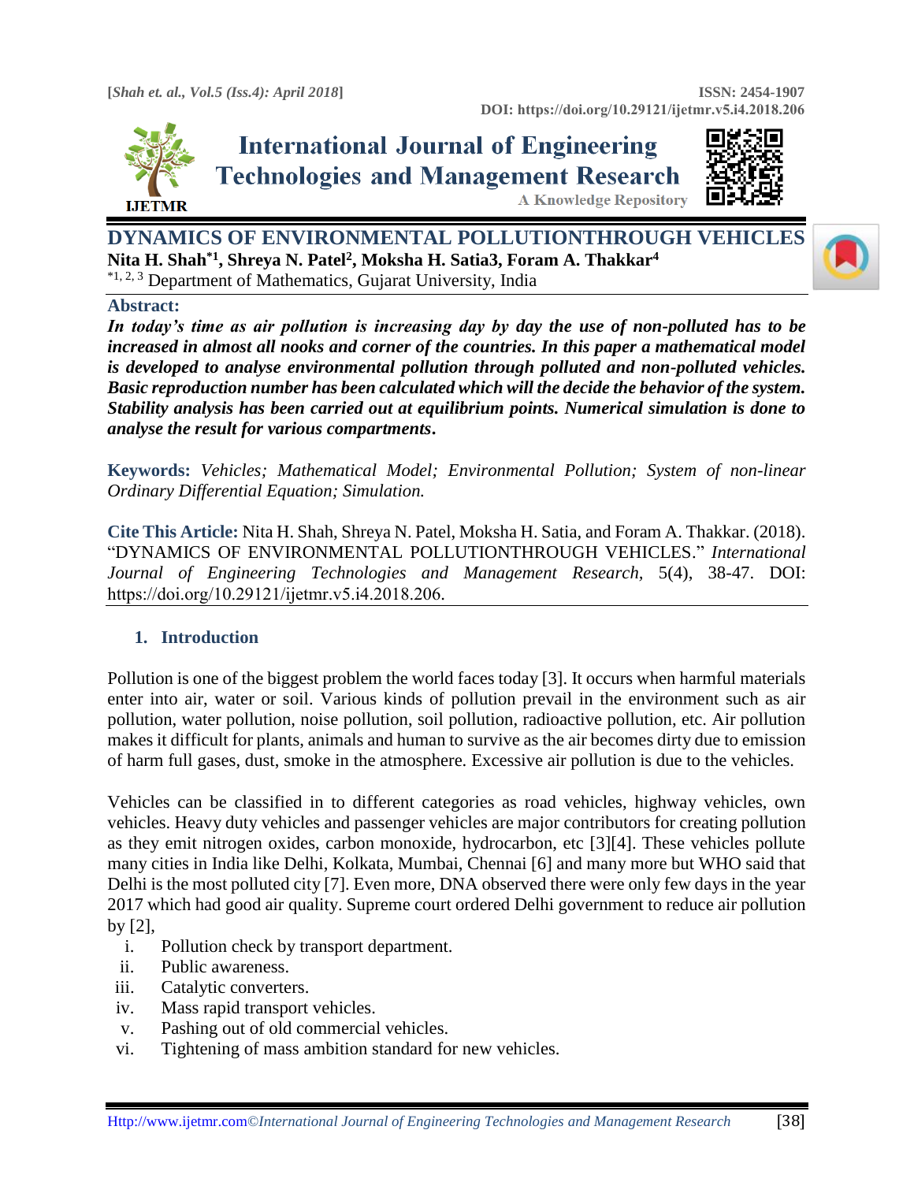# DYNAMICS OF ENVIRONMENTAL POLLUTIONTHROUGH VEHICLES

**Nita H. Shah[*1], Shreya N. Patel[2], Moksha H. Satia3, Foram A. Thakkar[4]**

[*1, 2, 3] Department of Mathematics, Gujarat University, India

## Abstract:

***In today's time as air pollution is increasing day by day the use of non-polluted has to be increased in almost all nooks and corner of the countries. In this paper a mathematical model is developed to analyse environmental pollution through polluted and non-polluted vehicles. Basic reproduction number has been calculated which will the decide the behavior of the system. Stability analysis has been carried out at equilibrium points. Numerical simulation is done to analyse the result for various compartments.***

**Keywords:** *Vehicles; Mathematical Model; Environmental Pollution; System of non-linear Ordinary Differential Equation; Simulation.*

**Cite This Article:** Nita H. Shah, Shreya N. Patel, Moksha H. Satia, and Foram A. Thakkar. (2018). "DYNAMICS OF ENVIRONMENTAL POLLUTIONTHROUGH VEHICLES." *International Journal of Engineering Technologies and Management Research,* 5(4), 38-47. DOI: https://doi.org/10.29121/ijetmr.v5.i4.2018.206.

## 1. Introduction

Pollution is one of the biggest problem the world faces today [3]. It occurs when harmful materials enter into air, water or soil. Various kinds of pollution prevail in the environment such as air pollution, water pollution, noise pollution, soil pollution, radioactive pollution, etc. Air pollution makes it difficult for plants, animals and human to survive as the air becomes dirty due to emission of harm full gases, dust, smoke in the atmosphere. Excessive air pollution is due to the vehicles.

Vehicles can be classified in to different categories as road vehicles, highway vehicles, own vehicles. Heavy duty vehicles and passenger vehicles are major contributors for creating pollution as they emit nitrogen oxides, carbon monoxide, hydrocarbon, etc [3][4]. These vehicles pollute many cities in India like Delhi, Kolkata, Mumbai, Chennai [6] and many more but WHO said that Delhi is the most polluted city [7]. Even more, DNA observed there were only few days in the year 2017 which had good air quality. Supreme court ordered Delhi government to reduce air pollution by [2],

i. Pollution check by transport department.
ii. Public awareness.
iii. Catalytic converters.
iv. Mass rapid transport vehicles.
v. Pashing out of old commercial vehicles.
vi. Tightening of mass ambition standard for new vehicles.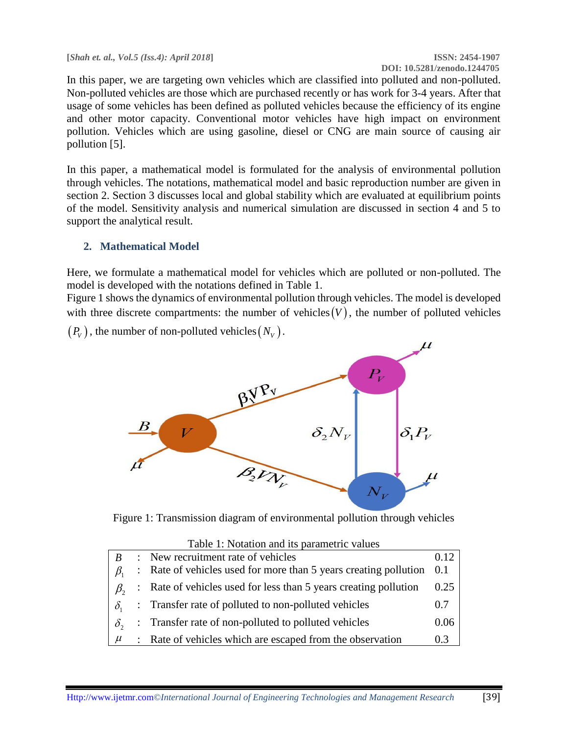In this paper, we are targeting own vehicles which are classified into polluted and non-polluted. Non-polluted vehicles are those which are purchased recently or has work for 3-4 years. After that usage of some vehicles has been defined as polluted vehicles because the efficiency of its engine and other motor capacity. Conventional motor vehicles have high impact on environment pollution. Vehicles which are using gasoline, diesel or CNG are main source of causing air pollution [5].

In this paper, a mathematical model is formulated for the analysis of environmental pollution through vehicles. The notations, mathematical model and basic reproduction number are given in section 2. Section 3 discusses local and global stability which are evaluated at equilibrium points of the model. Sensitivity analysis and numerical simulation are discussed in section 4 and 5 to support the analytical result.

## 2. Mathematical Model

Here, we formulate a mathematical model for vehicles which are polluted or non-polluted. The model is developed with the notations defined in Table 1.

Figure 1 shows the dynamics of environmental pollution through vehicles. The model is developed with three discrete compartments: the number of vehicles $(V)$, the number of polluted vehicles $(P_V)$, the number of non-polluted vehicles $(N_V)$.

Figure 1: Transmission diagram of environmental pollution through vehicles

Table 1: Notation and its parametric values

| | | | |
|---|---|---|---|
| $B$ | : | New recruitment rate of vehicles | 0.12 |
| $\beta_1$ | : | Rate of vehicles used for more than 5 years creating pollution | 0.1 |
| $\beta_2$ | : | Rate of vehicles used for less than 5 years creating pollution | 0.25 |
| $\delta_1$ | : | Transfer rate of polluted to non-polluted vehicles | 0.7 |
| $\delta_2$ | : | Transfer rate of non-polluted to polluted vehicles | 0.06 |
| $\mu$ | : | Rate of vehicles which are escaped from the observation | 0.3 |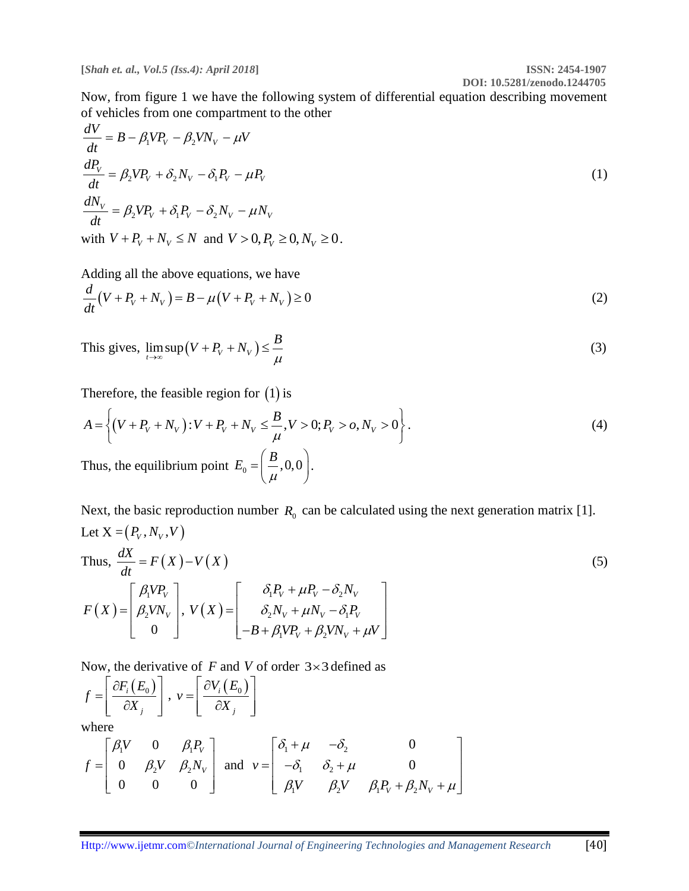Now, from figure 1 we have the following system of differential equation describing movement of vehicles from one compartment to the other

$$
\begin{aligned}
\frac{dV}{dt} &= B - \beta_1 V P_V - \beta_2 V N_V - \mu V \\
\frac{dP_V}{dt} &= \beta_2 V P_V + \delta_2 N_V - \delta_1 P_V - \mu P_V \\
\frac{dN_V}{dt} &= \beta_2 V P_V + \delta_1 P_V - \delta_2 N_V - \mu N_V
\end{aligned}
\tag{1}
$$

with $V + P_V + N_V \leq N$ and $V > 0, P_V \geq 0, N_V \geq 0$.

Adding all the above equations, we have

$$
\frac{d}{dt}\left(V + P_V + N_V\right) = B - \mu\left(V + P_V + N_V\right) \geq 0 \tag{2}
$$

This gives, $\limsup\limits_{t\to\infty}\left(V + P_V + N_V\right) \leq \dfrac{B}{\mu}$ $\qquad (3)$

Therefore, the feasible region for $(1)$ is

$$
A = \left\{\left(V + P_V + N_V\right) : V + P_V + N_V \leq \frac{B}{\mu}, V > 0; P_V > o, N_V > 0\right\}. \tag{4}
$$

Thus, the equilibrium point $E_0 = \left(\dfrac{B}{\mu}, 0, 0\right)$.

Next, the basic reproduction number $R_0$ can be calculated using the next generation matrix [1].

Let $X = \left(P_V, N_V, V\right)$

Thus, $\dfrac{dX}{dt} = F\left(X\right) - V\left(X\right)$ $\qquad (5)$

$$
F\left(X\right) = \begin{bmatrix} \beta_1 V P_V \\ \beta_2 V N_V \\ 0 \end{bmatrix}, \; V\left(X\right) = \begin{bmatrix} \delta_1 P_V + \mu P_V - \delta_2 N_V \\ \delta_2 N_V + \mu N_V - \delta_1 P_V \\ -B + \beta_1 V P_V + \beta_2 V N_V + \mu V \end{bmatrix}
$$

Now, the derivative of $F$ and $V$ of order $3 \times 3$ defined as

$$
f = \left[\frac{\partial F_i\left(E_0\right)}{\partial X_j}\right], \; v = \left[\frac{\partial V_i\left(E_0\right)}{\partial X_j}\right]
$$

where

$$
f = \begin{bmatrix} \beta_1 V & 0 & \beta_1 P_V \\ 0 & \beta_2 V & \beta_2 N_V \\ 0 & 0 & 0 \end{bmatrix} \text{ and } v = \begin{bmatrix} \delta_1 + \mu & -\delta_2 & 0 \\ -\delta_1 & \delta_2 + \mu & 0 \\ \beta_1 V & \beta_2 V & \beta_1 P_V + \beta_2 N_V + \mu \end{bmatrix}
$$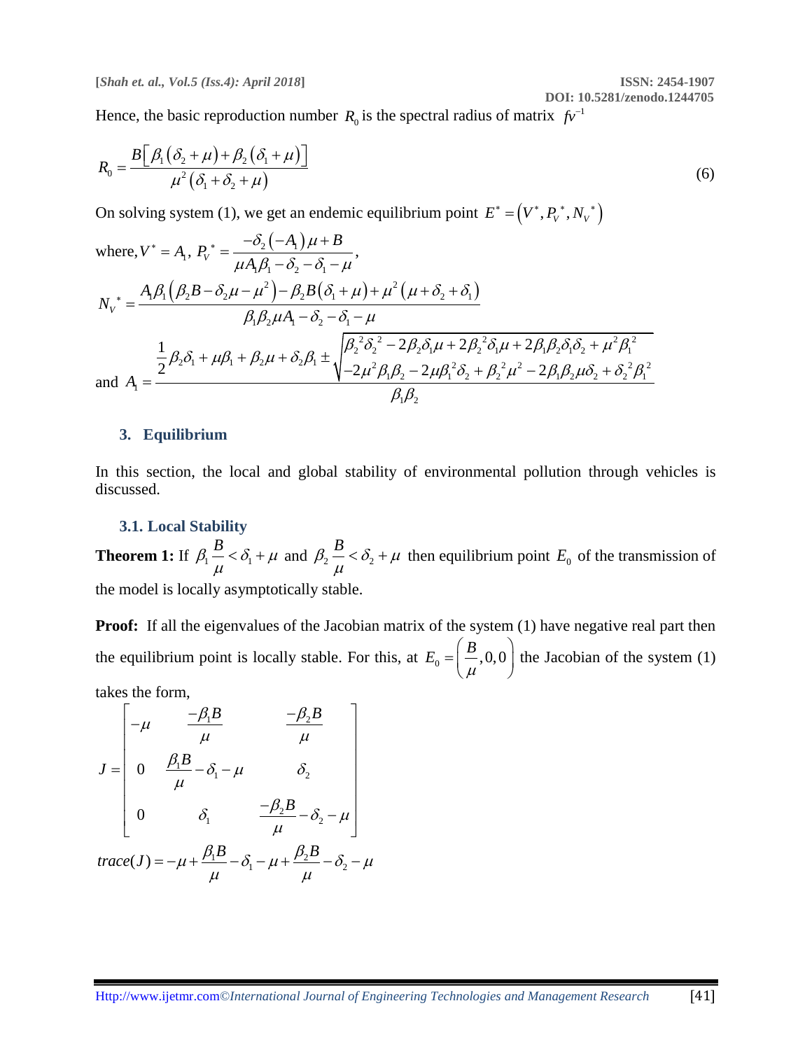Hence, the basic reproduction number $R_0$ is the spectral radius of matrix $fv^{-1}$

$$R_0 = \frac{B\left[\beta_1(\delta_2+\mu)+\beta_2(\delta_1+\mu)\right]}{\mu^2(\delta_1+\delta_2+\mu)} \tag{6}$$

On solving system (1), we get an endemic equilibrium point $E^* = \left(V^*, P_V^*, N_V^*\right)$

where, $V^* = A_1$, $P_V^* = \dfrac{-\delta_2(-A_1)\mu + B}{\mu A_1 \beta_1 - \delta_2 - \delta_1 - \mu}$,

$$N_V^* = \frac{A_1\beta_1\left(\beta_2 B - \delta_2\mu - \mu^2\right) - \beta_2 B(\delta_1+\mu) + \mu^2(\mu+\delta_2+\delta_1)}{\beta_1\beta_2\mu A_1 - \delta_2 - \delta_1 - \mu}$$

and 
$$A_1 = \frac{\frac{1}{2}\beta_2\delta_1 + \mu\beta_1 + \beta_2\mu + \delta_2\beta_1 \pm \sqrt{\begin{array}{l}\beta_2^2\delta_2^2 - 2\beta_2\delta_1\mu + 2\beta_2^2\delta_1\mu + 2\beta_1\beta_2\delta_1\delta_2 + \mu^2\beta_1^2 \\ -2\mu^2\beta_1\beta_2 - 2\mu\beta_1^2\delta_2 + \beta_2^2\mu^2 - 2\beta_1\beta_2\mu\delta_2 + \delta_2^2\beta_1^2\end{array}}}{\beta_1\beta_2}$$

## 3. Equilibrium

In this section, the local and global stability of environmental pollution through vehicles is discussed.

### 3.1. Local Stability

**Theorem 1:** If $\beta_1 \dfrac{B}{\mu} < \delta_1 + \mu$ and $\beta_2 \dfrac{B}{\mu} < \delta_2 + \mu$ then equilibrium point $E_0$ of the transmission of the model is locally asymptotically stable.

**Proof:** If all the eigenvalues of the Jacobian matrix of the system (1) have negative real part then the equilibrium point is locally stable. For this, at $E_0 = \left(\dfrac{B}{\mu}, 0, 0\right)$ the Jacobian of the system (1) takes the form,

$$J = \begin{bmatrix} -\mu & \dfrac{-\beta_1 B}{\mu} & \dfrac{-\beta_2 B}{\mu} \\ 0 & \dfrac{\beta_1 B}{\mu} - \delta_1 - \mu & \delta_2 \\ 0 & \delta_1 & \dfrac{-\beta_2 B}{\mu} - \delta_2 - \mu \end{bmatrix}$$

$$trace(J) = -\mu + \frac{\beta_1 B}{\mu} - \delta_1 - \mu + \frac{\beta_2 B}{\mu} - \delta_2 - \mu$$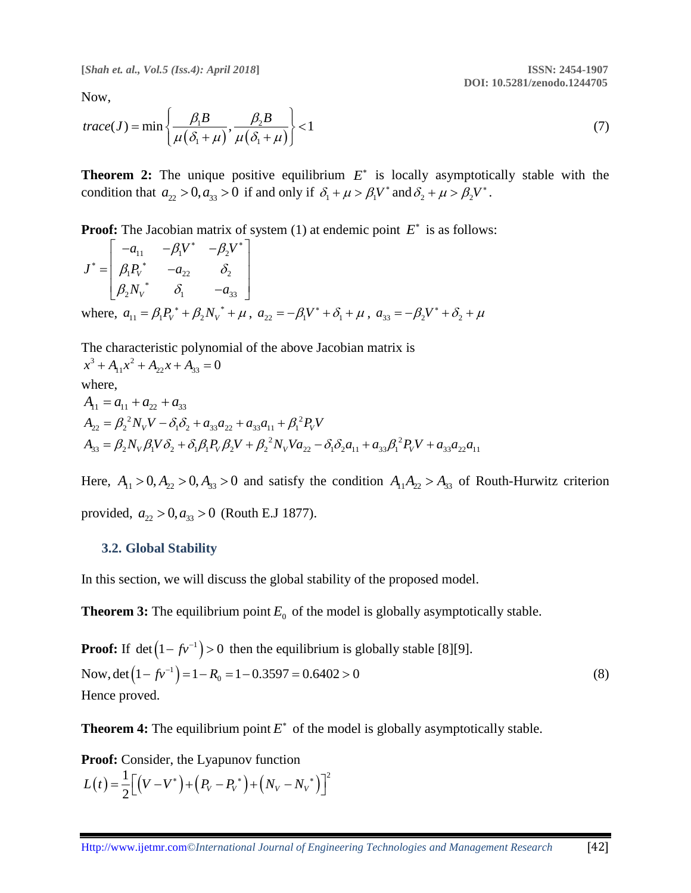Now,

$$trace(J) = \min\left\{\frac{\beta_1 B}{\mu(\delta_1+\mu)}, \frac{\beta_2 B}{\mu(\delta_1+\mu)}\right\} < 1 \tag{7}$$

**Theorem 2:** The unique positive equilibrium $E^*$ is locally asymptotically stable with the condition that $a_{22} > 0, a_{33} > 0$ if and only if $\delta_1 + \mu > \beta_1 V^*$ and $\delta_2 + \mu > \beta_2 V^*$.

**Proof:** The Jacobian matrix of system (1) at endemic point $E^*$ is as follows:

$$J^* = \begin{bmatrix} -a_{11} & -\beta_1 V^* & -\beta_2 V^* \\ \beta_1 P_V^* & -a_{22} & \delta_2 \\ \beta_2 N_V^* & \delta_1 & -a_{33} \end{bmatrix}$$

where, $a_{11} = \beta_1 P_V^* + \beta_2 N_V^* + \mu$, $a_{22} = -\beta_1 V^* + \delta_1 + \mu$, $a_{33} = -\beta_2 V^* + \delta_2 + \mu$

The characteristic polynomial of the above Jacobian matrix is

$$x^3 + A_{11}x^2 + A_{22}x + A_{33} = 0$$

where,

$$A_{11} = a_{11} + a_{22} + a_{33}$$

$$A_{22} = \beta_2^{\,2} N_V V - \delta_1\delta_2 + a_{33}a_{22} + a_{33}a_{11} + \beta_1^{\,2} P_V V$$

$$A_{33} = \beta_2 N_V \beta_1 V \delta_2 + \delta_1 \beta_1 P_V \beta_2 V + \beta_2^{\,2} N_V V a_{22} - \delta_1\delta_2 a_{11} + a_{33}\beta_1^{\,2} P_V V + a_{33}a_{22}a_{11}$$

Here, $A_{11} > 0, A_{22} > 0, A_{33} > 0$ and satisfy the condition $A_{11}A_{22} > A_{33}$ of Routh-Hurwitz criterion provided, $a_{22} > 0, a_{33} > 0$ (Routh E.J 1877).

### 3.2. Global Stability

In this section, we will discuss the global stability of the proposed model.

**Theorem 3:** The equilibrium point $E_0$ of the model is globally asymptotically stable.

**Proof:** If $\det\left(1 - fv^{-1}\right) > 0$ then the equilibrium is globally stable [8][9].

$$\text{Now}, \det\left(1 - fv^{-1}\right) = 1 - R_0 = 1 - 0.3597 = 0.6402 > 0 \tag{8}$$

Hence proved.

**Theorem 4:** The equilibrium point $E^*$ of the model is globally asymptotically stable.

**Proof:** Consider, the Lyapunov function

$$L(t) = \frac{1}{2}\left[\left(V - V^*\right) + \left(P_V - P_V^*\right) + \left(N_V - N_V^*\right)\right]^2$$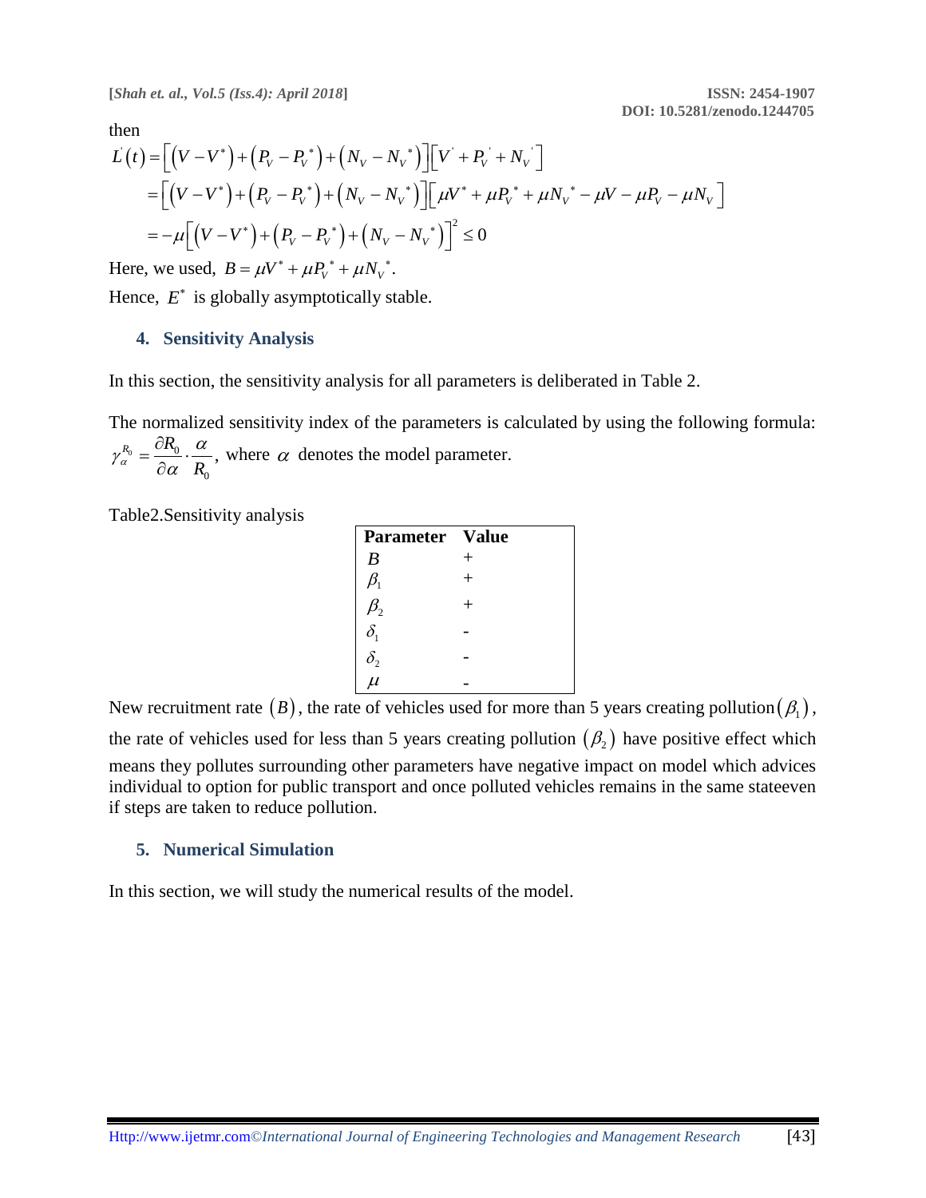then

$$
\begin{aligned}
L^{'}(t) &= \left[\left(V - V^*\right) + \left(P_V - P_V^{\ *}\right) + \left(N_V - N_V^{\ *}\right)\right]\left[V^{'} + P_V^{\ '} + N_V^{\ '}\right] \\
&= \left[\left(V - V^*\right) + \left(P_V - P_V^{\ *}\right) + \left(N_V - N_V^{\ *}\right)\right]\left[\mu V^* + \mu P_V^{\ *} + \mu N_V^{\ *} - \mu V - \mu P_V - \mu N_V\right] \\
&= -\mu\left[\left(V - V^*\right) + \left(P_V - P_V^{\ *}\right) + \left(N_V - N_V^{\ *}\right)\right]^2 \leq 0
\end{aligned}
$$

Here, we used, $B = \mu V^* + \mu P_V^{\ *} + \mu N_V^{\ *}$.

Hence, $E^*$ is globally asymptotically stable.

## 4. Sensitivity Analysis

In this section, the sensitivity analysis for all parameters is deliberated in Table 2.

The normalized sensitivity index of the parameters is calculated by using the following formula: $\gamma_\alpha^{R_0} = \dfrac{\partial R_0}{\partial \alpha} \cdot \dfrac{\alpha}{R_0}$, where $\alpha$ denotes the model parameter.

Table2.Sensitivity analysis

| Parameter | Value |
|---|---|
| $B$ | + |
| $\beta_1$ | + |
| $\beta_2$ | + |
| $\delta_1$ | - |
| $\delta_2$ | - |
| $\mu$ | - |

New recruitment rate $(B)$, the rate of vehicles used for more than 5 years creating pollution$(\beta_1)$, the rate of vehicles used for less than 5 years creating pollution $(\beta_2)$ have positive effect which means they pollutes surrounding other parameters have negative impact on model which advices individual to option for public transport and once polluted vehicles remains in the same stateeven if steps are taken to reduce pollution.

## 5. Numerical Simulation

In this section, we will study the numerical results of the model.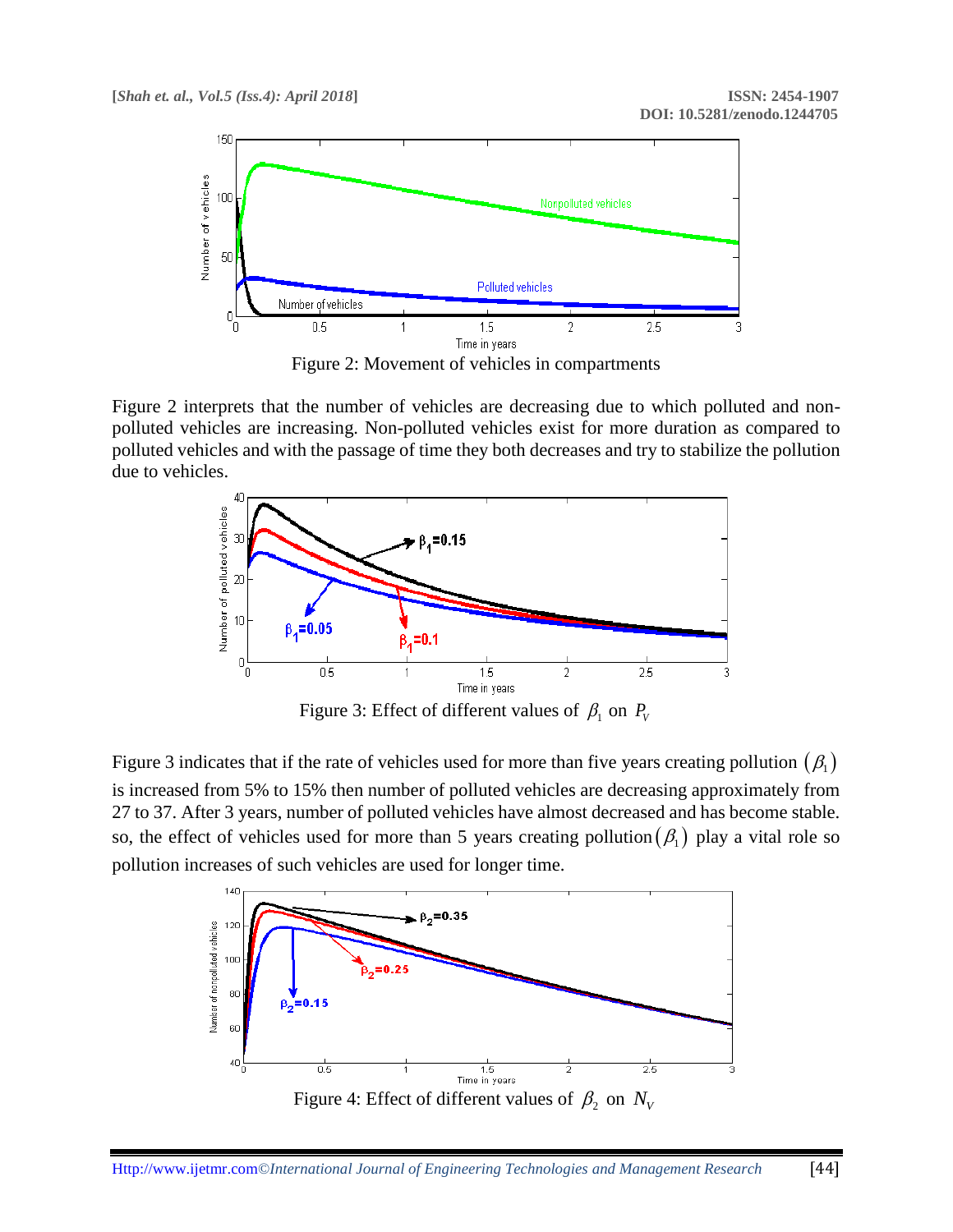Figure 2: Movement of vehicles in compartments

Figure 2 interprets that the number of vehicles are decreasing due to which polluted and non-polluted vehicles are increasing. Non-polluted vehicles exist for more duration as compared to polluted vehicles and with the passage of time they both decreases and try to stabilize the pollution due to vehicles.

Figure 3: Effect of different values of $\beta_1$ on $P_V$

Figure 3 indicates that if the rate of vehicles used for more than five years creating pollution $(\beta_1)$ is increased from 5% to 15% then number of polluted vehicles are decreasing approximately from 27 to 37. After 3 years, number of polluted vehicles have almost decreased and has become stable. so, the effect of vehicles used for more than 5 years creating pollution $(\beta_1)$ play a vital role so pollution increases of such vehicles are used for longer time.

Figure 4: Effect of different values of $\beta_2$ on $N_V$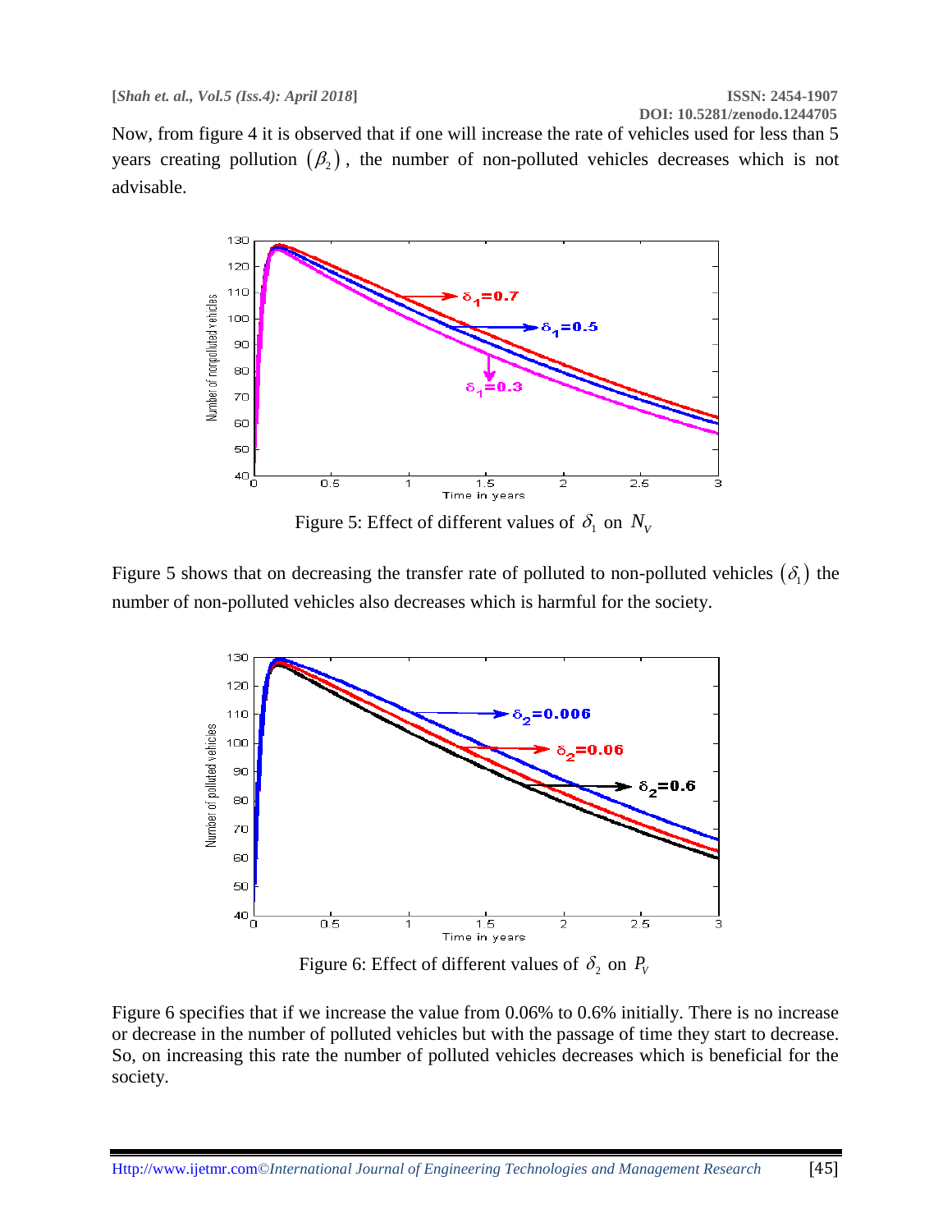Now, from figure 4 it is observed that if one will increase the rate of vehicles used for less than 5 years creating pollution $(\beta_2)$, the number of non-polluted vehicles decreases which is not advisable.

Figure 5: Effect of different values of $\delta_1$ on $N_V$

Figure 5 shows that on decreasing the transfer rate of polluted to non-polluted vehicles $(\delta_1)$ the number of non-polluted vehicles also decreases which is harmful for the society.

Figure 6: Effect of different values of $\delta_2$ on $P_V$

Figure 6 specifies that if we increase the value from 0.06% to 0.6% initially. There is no increase or decrease in the number of polluted vehicles but with the passage of time they start to decrease. So, on increasing this rate the number of polluted vehicles decreases which is beneficial for the society.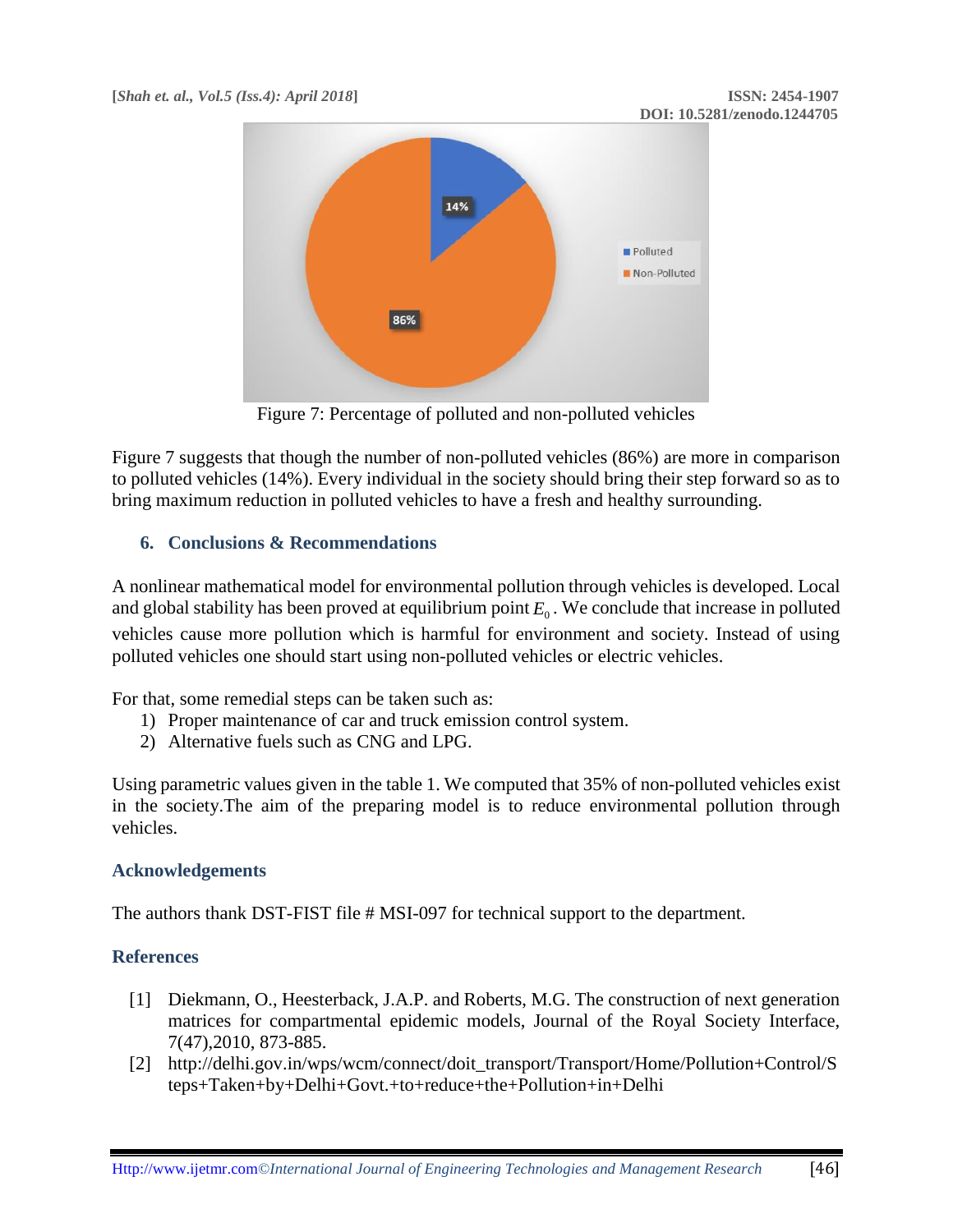Figure 7: Percentage of polluted and non-polluted vehicles

Figure 7 suggests that though the number of non-polluted vehicles (86%) are more in comparison to polluted vehicles (14%). Every individual in the society should bring their step forward so as to bring maximum reduction in polluted vehicles to have a fresh and healthy surrounding.

## 6. Conclusions & Recommendations

A nonlinear mathematical model for environmental pollution through vehicles is developed. Local and global stability has been proved at equilibrium point $E_0$. We conclude that increase in polluted vehicles cause more pollution which is harmful for environment and society. Instead of using polluted vehicles one should start using non-polluted vehicles or electric vehicles.

For that, some remedial steps can be taken such as:

1) Proper maintenance of car and truck emission control system.
2) Alternative fuels such as CNG and LPG.

Using parametric values given in the table 1. We computed that 35% of non-polluted vehicles exist in the society.The aim of the preparing model is to reduce environmental pollution through vehicles.

## Acknowledgements

The authors thank DST-FIST file # MSI-097 for technical support to the department.

## References

[1] Diekmann, O., Heesterback, J.A.P. and Roberts, M.G. The construction of next generation matrices for compartmental epidemic models, Journal of the Royal Society Interface, 7(47),2010, 873-885.

[2] http://delhi.gov.in/wps/wcm/connect/doit_transport/Transport/Home/Pollution+Control/Steps+Taken+by+Delhi+Govt.+to+reduce+the+Pollution+in+Delhi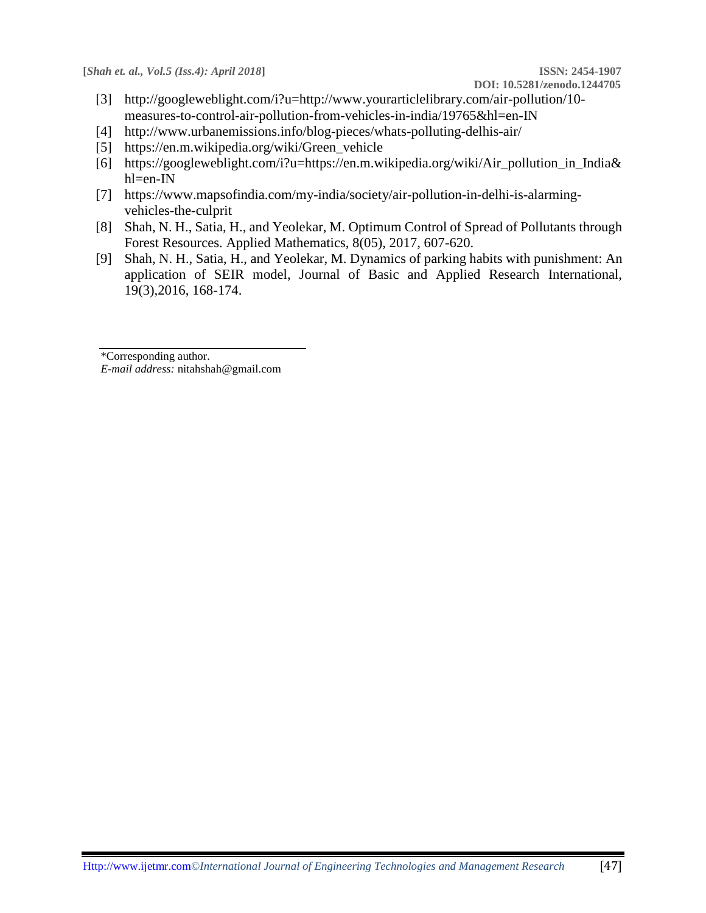[3] http://googleweblight.com/i?u=http://www.yourarticlelibrary.com/air-pollution/10-measures-to-control-air-pollution-from-vehicles-in-india/19765&hl=en-IN

[4] http://www.urbanemissions.info/blog-pieces/whats-polluting-delhis-air/

[5] https://en.m.wikipedia.org/wiki/Green_vehicle

[6] https://googleweblight.com/i?u=https://en.m.wikipedia.org/wiki/Air_pollution_in_India&hl=en-IN

[7] https://www.mapsofindia.com/my-india/society/air-pollution-in-delhi-is-alarming-vehicles-the-culprit

[8] Shah, N. H., Satia, H., and Yeolekar, M. Optimum Control of Spread of Pollutants through Forest Resources. Applied Mathematics, 8(05), 2017, 607-620.

[9] Shah, N. H., Satia, H., and Yeolekar, M. Dynamics of parking habits with punishment: An application of SEIR model, Journal of Basic and Applied Research International, 19(3),2016, 168-174.

---

*Corresponding author.
*E-mail address:* nitahshah@gmail.com